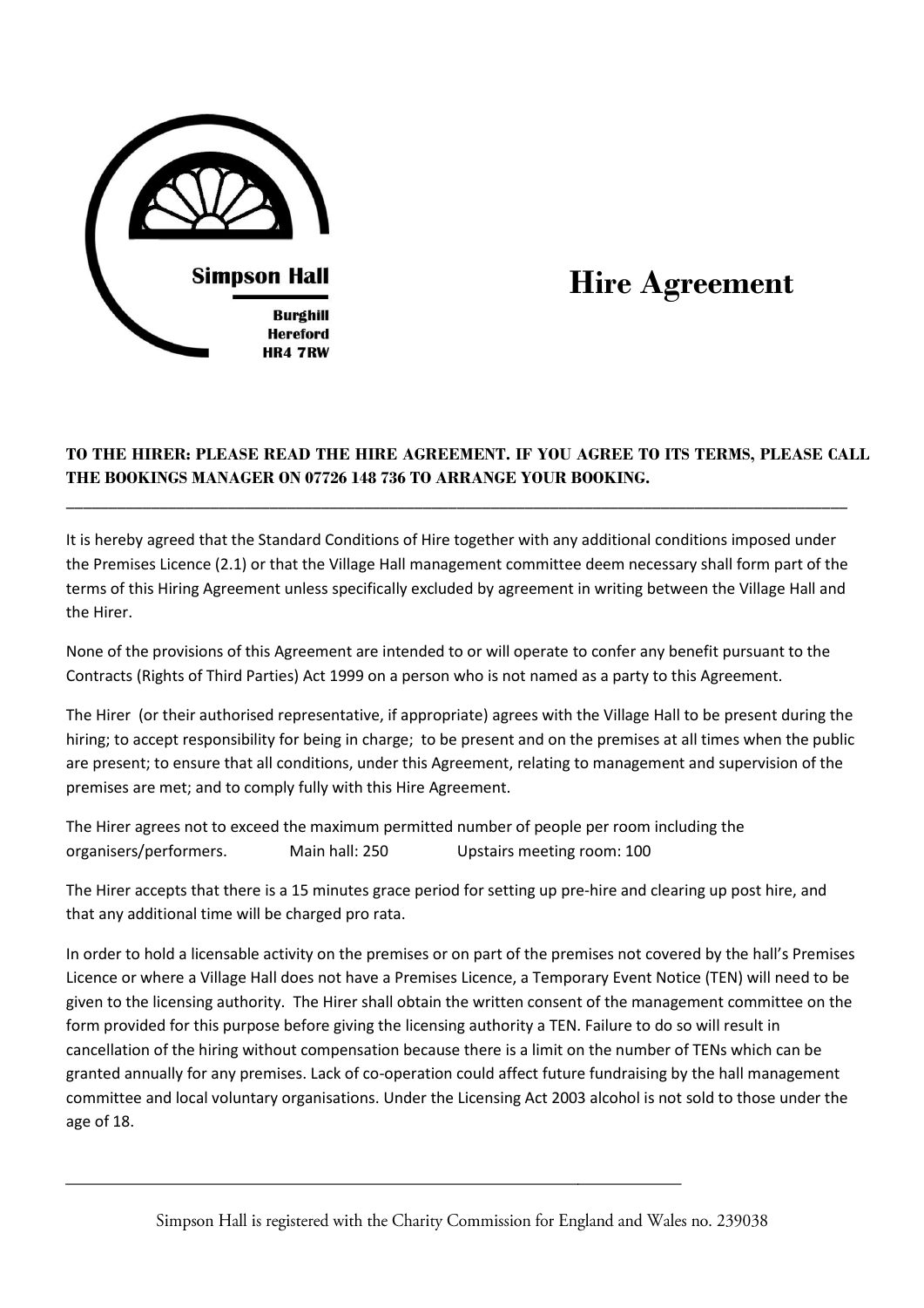**Simpson Hall**

**Burghill**
**Hereford**
**HR4 7RW**

# Hire Agreement

**TO THE HIRER: PLEASE READ THE HIRE AGREEMENT. IF YOU AGREE TO ITS TERMS, PLEASE CALL THE BOOKINGS MANAGER ON 07726 148 736 TO ARRANGE YOUR BOOKING.**

---

It is hereby agreed that the Standard Conditions of Hire together with any additional conditions imposed under the Premises Licence (2.1) or that the Village Hall management committee deem necessary shall form part of the terms of this Hiring Agreement unless specifically excluded by agreement in writing between the Village Hall and the Hirer.

None of the provisions of this Agreement are intended to or will operate to confer any benefit pursuant to the Contracts (Rights of Third Parties) Act 1999 on a person who is not named as a party to this Agreement.

The Hirer (or their authorised representative, if appropriate) agrees with the Village Hall to be present during the hiring; to accept responsibility for being in charge; to be present and on the premises at all times when the public are present; to ensure that all conditions, under this Agreement, relating to management and supervision of the premises are met; and to comply fully with this Hire Agreement.

The Hirer agrees not to exceed the maximum permitted number of people per room including the organisers/performers. Main hall: 250 Upstairs meeting room: 100

The Hirer accepts that there is a 15 minutes grace period for setting up pre-hire and clearing up post hire, and that any additional time will be charged pro rata.

In order to hold a licensable activity on the premises or on part of the premises not covered by the hall's Premises Licence or where a Village Hall does not have a Premises Licence, a Temporary Event Notice (TEN) will need to be given to the licensing authority. The Hirer shall obtain the written consent of the management committee on the form provided for this purpose before giving the licensing authority a TEN. Failure to do so will result in cancellation of the hiring without compensation because there is a limit on the number of TENs which can be granted annually for any premises. Lack of co-operation could affect future fundraising by the hall management committee and local voluntary organisations. Under the Licensing Act 2003 alcohol is not sold to those under the age of 18.

---

Simpson Hall is registered with the Charity Commission for England and Wales no. 239038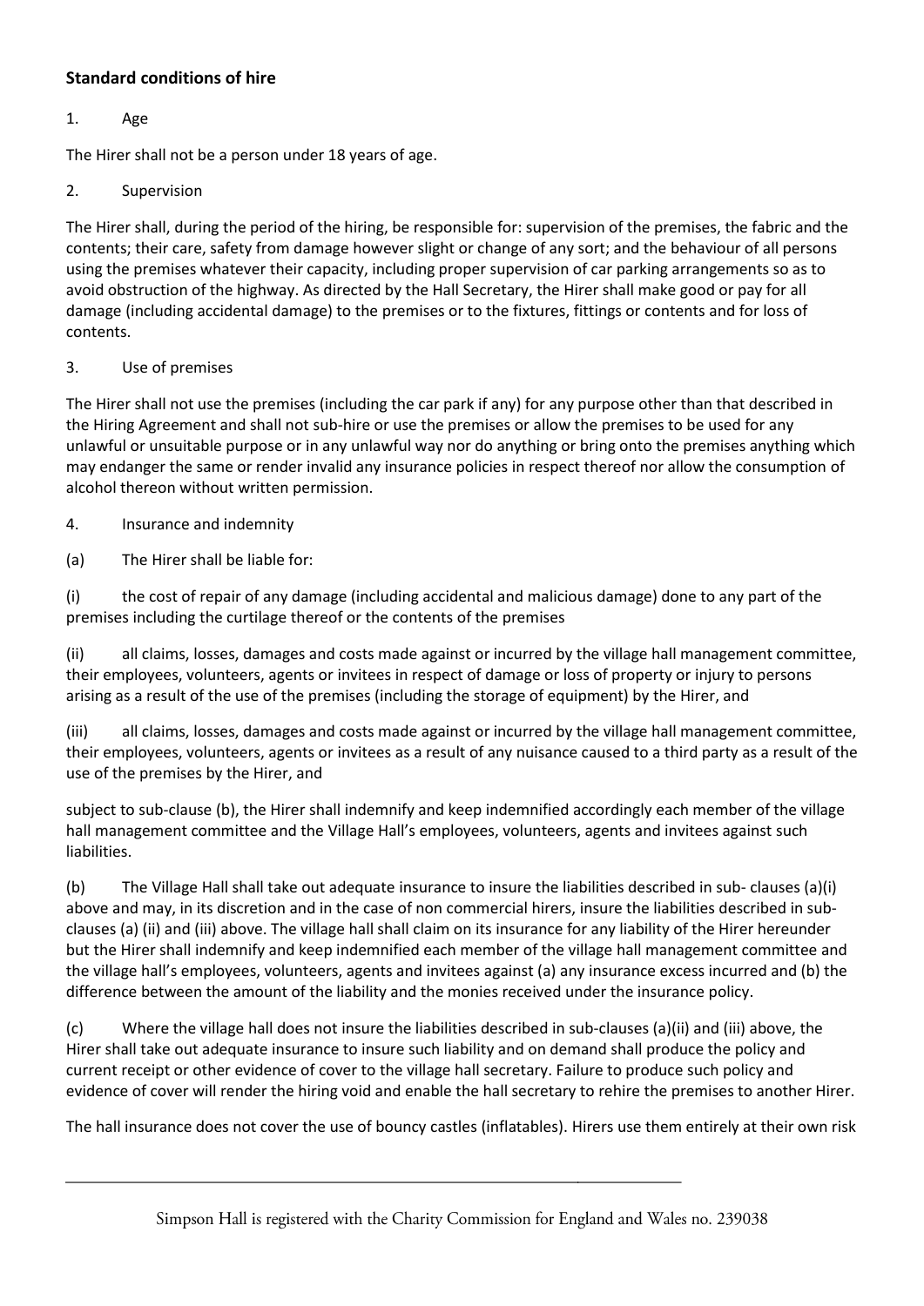## Standard conditions of hire

1. Age

The Hirer shall not be a person under 18 years of age.

2. Supervision

The Hirer shall, during the period of the hiring, be responsible for: supervision of the premises, the fabric and the contents; their care, safety from damage however slight or change of any sort; and the behaviour of all persons using the premises whatever their capacity, including proper supervision of car parking arrangements so as to avoid obstruction of the highway. As directed by the Hall Secretary, the Hirer shall make good or pay for all damage (including accidental damage) to the premises or to the fixtures, fittings or contents and for loss of contents.

3. Use of premises

The Hirer shall not use the premises (including the car park if any) for any purpose other than that described in the Hiring Agreement and shall not sub-hire or use the premises or allow the premises to be used for any unlawful or unsuitable purpose or in any unlawful way nor do anything or bring onto the premises anything which may endanger the same or render invalid any insurance policies in respect thereof nor allow the consumption of alcohol thereon without written permission.

4. Insurance and indemnity

(a) The Hirer shall be liable for:

(i) the cost of repair of any damage (including accidental and malicious damage) done to any part of the premises including the curtilage thereof or the contents of the premises

(ii) all claims, losses, damages and costs made against or incurred by the village hall management committee, their employees, volunteers, agents or invitees in respect of damage or loss of property or injury to persons arising as a result of the use of the premises (including the storage of equipment) by the Hirer, and

(iii) all claims, losses, damages and costs made against or incurred by the village hall management committee, their employees, volunteers, agents or invitees as a result of any nuisance caused to a third party as a result of the use of the premises by the Hirer, and

subject to sub-clause (b), the Hirer shall indemnify and keep indemnified accordingly each member of the village hall management committee and the Village Hall's employees, volunteers, agents and invitees against such liabilities.

(b) The Village Hall shall take out adequate insurance to insure the liabilities described in sub- clauses (a)(i) above and may, in its discretion and in the case of non commercial hirers, insure the liabilities described in sub-clauses (a) (ii) and (iii) above. The village hall shall claim on its insurance for any liability of the Hirer hereunder but the Hirer shall indemnify and keep indemnified each member of the village hall management committee and the village hall's employees, volunteers, agents and invitees against (a) any insurance excess incurred and (b) the difference between the amount of the liability and the monies received under the insurance policy.

(c) Where the village hall does not insure the liabilities described in sub-clauses (a)(ii) and (iii) above, the Hirer shall take out adequate insurance to insure such liability and on demand shall produce the policy and current receipt or other evidence of cover to the village hall secretary. Failure to produce such policy and evidence of cover will render the hiring void and enable the hall secretary to rehire the premises to another Hirer.

The hall insurance does not cover the use of bouncy castles (inflatables). Hirers use them entirely at their own risk

Simpson Hall is registered with the Charity Commission for England and Wales no. 239038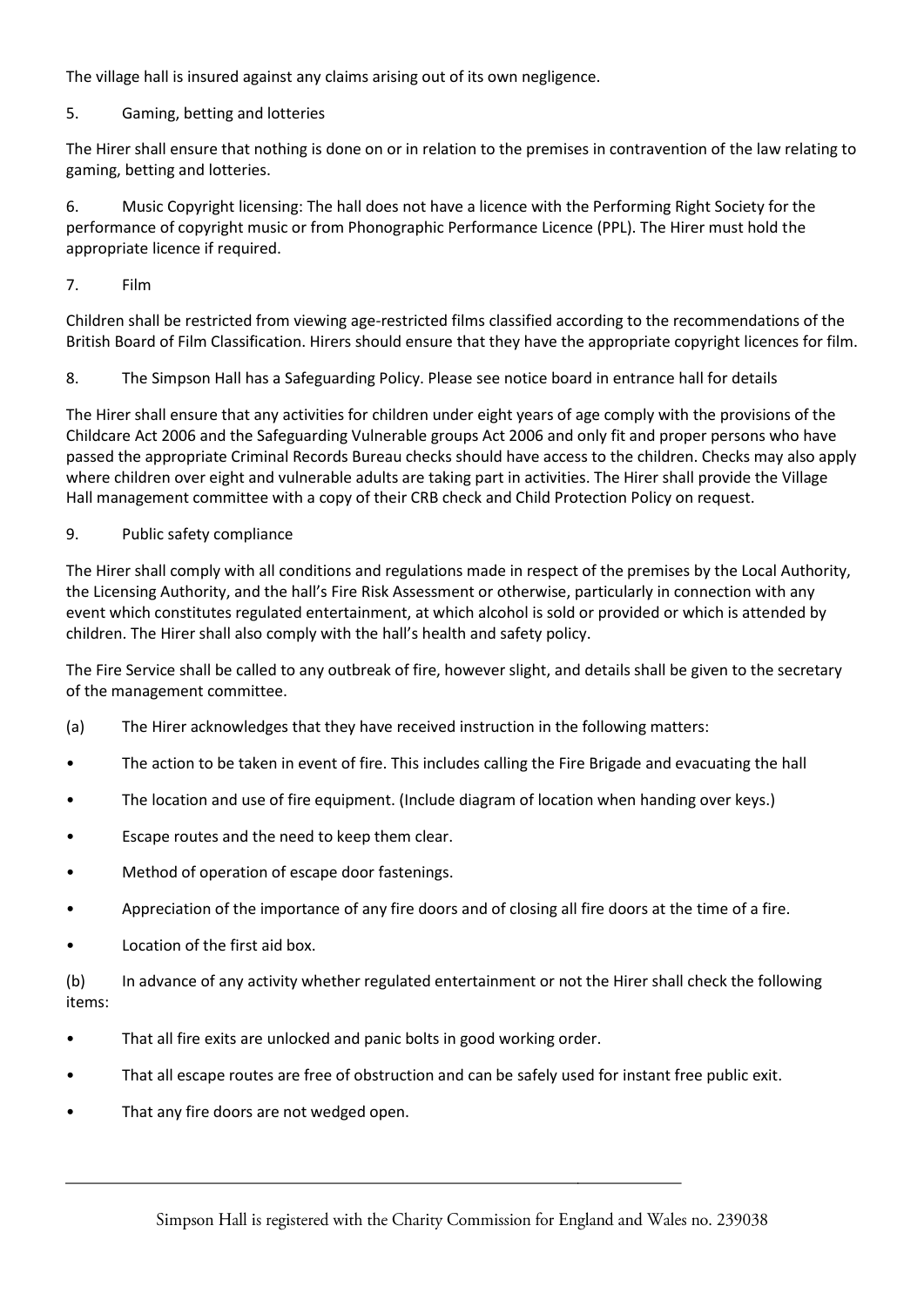The village hall is insured against any claims arising out of its own negligence.

5. Gaming, betting and lotteries

The Hirer shall ensure that nothing is done on or in relation to the premises in contravention of the law relating to gaming, betting and lotteries.

6. Music Copyright licensing: The hall does not have a licence with the Performing Right Society for the performance of copyright music or from Phonographic Performance Licence (PPL). The Hirer must hold the appropriate licence if required.

7. Film

Children shall be restricted from viewing age-restricted films classified according to the recommendations of the British Board of Film Classification. Hirers should ensure that they have the appropriate copyright licences for film.

8. The Simpson Hall has a Safeguarding Policy. Please see notice board in entrance hall for details

The Hirer shall ensure that any activities for children under eight years of age comply with the provisions of the Childcare Act 2006 and the Safeguarding Vulnerable groups Act 2006 and only fit and proper persons who have passed the appropriate Criminal Records Bureau checks should have access to the children. Checks may also apply where children over eight and vulnerable adults are taking part in activities. The Hirer shall provide the Village Hall management committee with a copy of their CRB check and Child Protection Policy on request.

9. Public safety compliance

The Hirer shall comply with all conditions and regulations made in respect of the premises by the Local Authority, the Licensing Authority, and the hall's Fire Risk Assessment or otherwise, particularly in connection with any event which constitutes regulated entertainment, at which alcohol is sold or provided or which is attended by children. The Hirer shall also comply with the hall's health and safety policy.

The Fire Service shall be called to any outbreak of fire, however slight, and details shall be given to the secretary of the management committee.

(a) The Hirer acknowledges that they have received instruction in the following matters:

- The action to be taken in event of fire. This includes calling the Fire Brigade and evacuating the hall
- The location and use of fire equipment. (Include diagram of location when handing over keys.)
- Escape routes and the need to keep them clear.
- Method of operation of escape door fastenings.
- Appreciation of the importance of any fire doors and of closing all fire doors at the time of a fire.
- Location of the first aid box.

(b) In advance of any activity whether regulated entertainment or not the Hirer shall check the following items:

- That all fire exits are unlocked and panic bolts in good working order.
- That all escape routes are free of obstruction and can be safely used for instant free public exit.
- That any fire doors are not wedged open.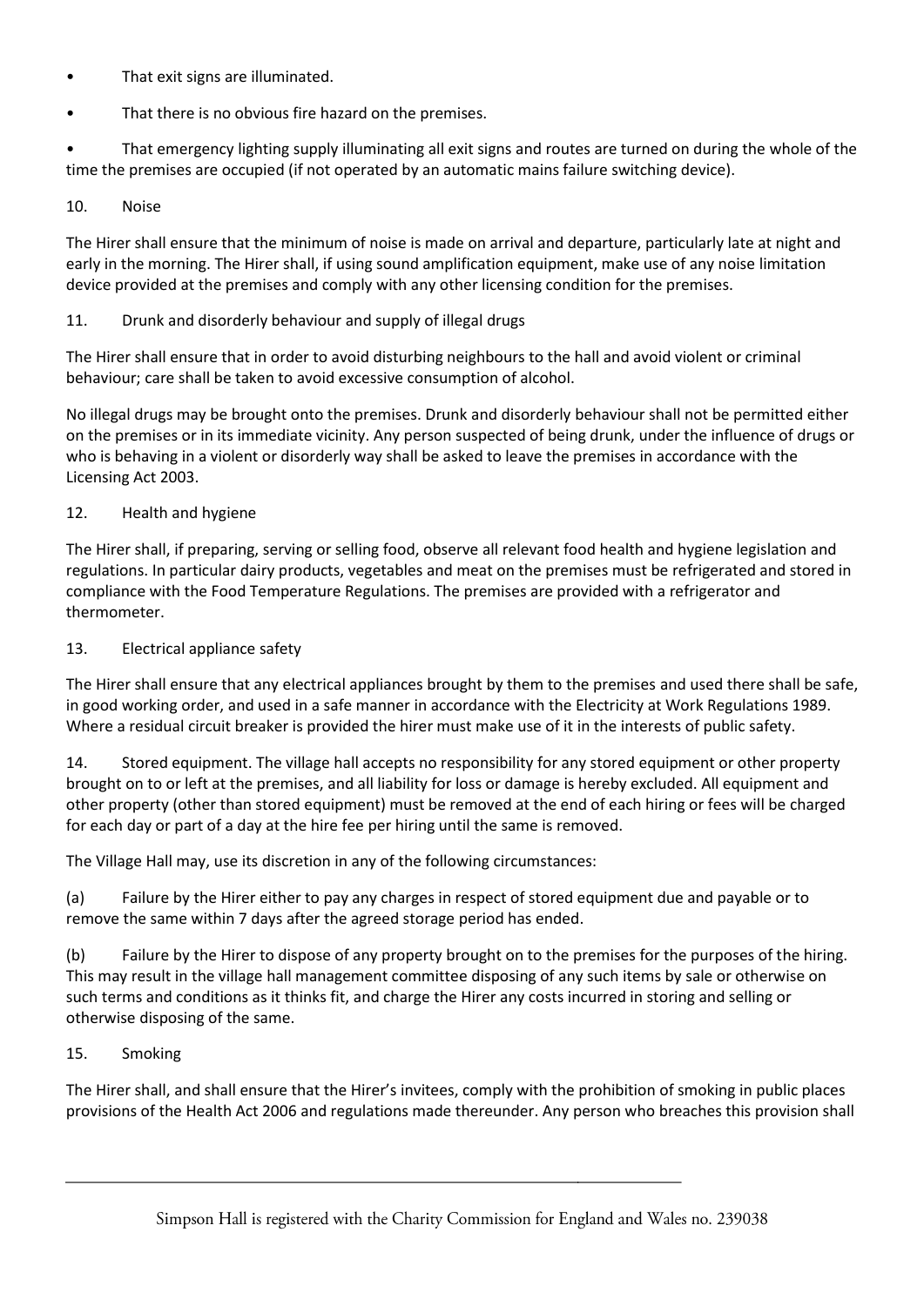- That exit signs are illuminated.
- That there is no obvious fire hazard on the premises.
- That emergency lighting supply illuminating all exit signs and routes are turned on during the whole of the time the premises are occupied (if not operated by an automatic mains failure switching device).

10. Noise

The Hirer shall ensure that the minimum of noise is made on arrival and departure, particularly late at night and early in the morning. The Hirer shall, if using sound amplification equipment, make use of any noise limitation device provided at the premises and comply with any other licensing condition for the premises.

11. Drunk and disorderly behaviour and supply of illegal drugs

The Hirer shall ensure that in order to avoid disturbing neighbours to the hall and avoid violent or criminal behaviour; care shall be taken to avoid excessive consumption of alcohol.

No illegal drugs may be brought onto the premises. Drunk and disorderly behaviour shall not be permitted either on the premises or in its immediate vicinity. Any person suspected of being drunk, under the influence of drugs or who is behaving in a violent or disorderly way shall be asked to leave the premises in accordance with the Licensing Act 2003.

12. Health and hygiene

The Hirer shall, if preparing, serving or selling food, observe all relevant food health and hygiene legislation and regulations. In particular dairy products, vegetables and meat on the premises must be refrigerated and stored in compliance with the Food Temperature Regulations. The premises are provided with a refrigerator and thermometer.

13. Electrical appliance safety

The Hirer shall ensure that any electrical appliances brought by them to the premises and used there shall be safe, in good working order, and used in a safe manner in accordance with the Electricity at Work Regulations 1989. Where a residual circuit breaker is provided the hirer must make use of it in the interests of public safety.

14. Stored equipment. The village hall accepts no responsibility for any stored equipment or other property brought on to or left at the premises, and all liability for loss or damage is hereby excluded. All equipment and other property (other than stored equipment) must be removed at the end of each hiring or fees will be charged for each day or part of a day at the hire fee per hiring until the same is removed.

The Village Hall may, use its discretion in any of the following circumstances:

(a) Failure by the Hirer either to pay any charges in respect of stored equipment due and payable or to remove the same within 7 days after the agreed storage period has ended.

(b) Failure by the Hirer to dispose of any property brought on to the premises for the purposes of the hiring. This may result in the village hall management committee disposing of any such items by sale or otherwise on such terms and conditions as it thinks fit, and charge the Hirer any costs incurred in storing and selling or otherwise disposing of the same.

15. Smoking

The Hirer shall, and shall ensure that the Hirer's invitees, comply with the prohibition of smoking in public places provisions of the Health Act 2006 and regulations made thereunder. Any person who breaches this provision shall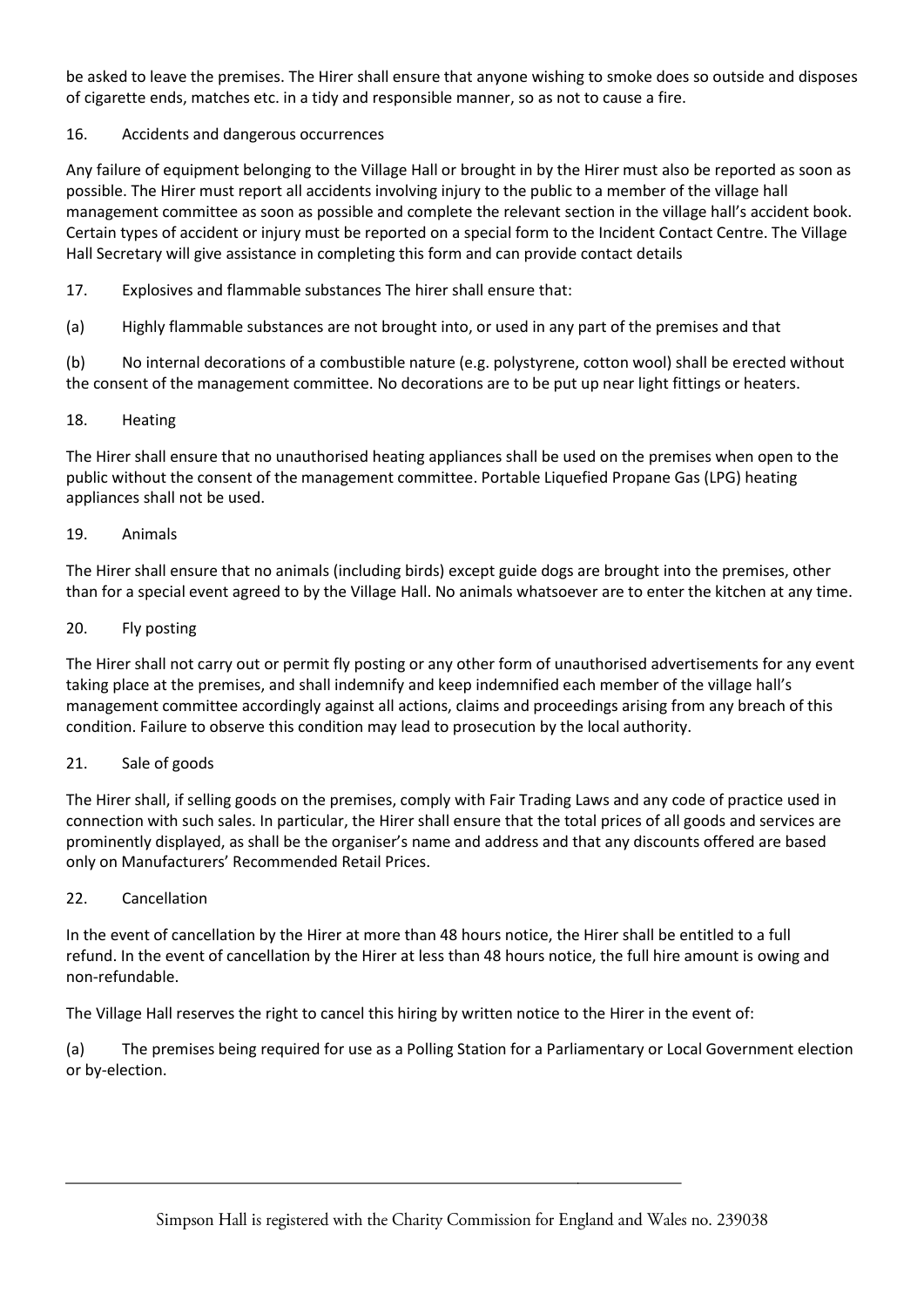be asked to leave the premises. The Hirer shall ensure that anyone wishing to smoke does so outside and disposes of cigarette ends, matches etc. in a tidy and responsible manner, so as not to cause a fire.

16. Accidents and dangerous occurrences

Any failure of equipment belonging to the Village Hall or brought in by the Hirer must also be reported as soon as possible. The Hirer must report all accidents involving injury to the public to a member of the village hall management committee as soon as possible and complete the relevant section in the village hall's accident book. Certain types of accident or injury must be reported on a special form to the Incident Contact Centre. The Village Hall Secretary will give assistance in completing this form and can provide contact details

17. Explosives and flammable substances The hirer shall ensure that:

(a) Highly flammable substances are not brought into, or used in any part of the premises and that

(b) No internal decorations of a combustible nature (e.g. polystyrene, cotton wool) shall be erected without the consent of the management committee. No decorations are to be put up near light fittings or heaters.

18. Heating

The Hirer shall ensure that no unauthorised heating appliances shall be used on the premises when open to the public without the consent of the management committee. Portable Liquefied Propane Gas (LPG) heating appliances shall not be used.

19. Animals

The Hirer shall ensure that no animals (including birds) except guide dogs are brought into the premises, other than for a special event agreed to by the Village Hall. No animals whatsoever are to enter the kitchen at any time.

20. Fly posting

The Hirer shall not carry out or permit fly posting or any other form of unauthorised advertisements for any event taking place at the premises, and shall indemnify and keep indemnified each member of the village hall's management committee accordingly against all actions, claims and proceedings arising from any breach of this condition. Failure to observe this condition may lead to prosecution by the local authority.

21. Sale of goods

The Hirer shall, if selling goods on the premises, comply with Fair Trading Laws and any code of practice used in connection with such sales. In particular, the Hirer shall ensure that the total prices of all goods and services are prominently displayed, as shall be the organiser's name and address and that any discounts offered are based only on Manufacturers' Recommended Retail Prices.

22. Cancellation

In the event of cancellation by the Hirer at more than 48 hours notice, the Hirer shall be entitled to a full refund. In the event of cancellation by the Hirer at less than 48 hours notice, the full hire amount is owing and non-refundable.

The Village Hall reserves the right to cancel this hiring by written notice to the Hirer in the event of:

(a) The premises being required for use as a Polling Station for a Parliamentary or Local Government election or by-election.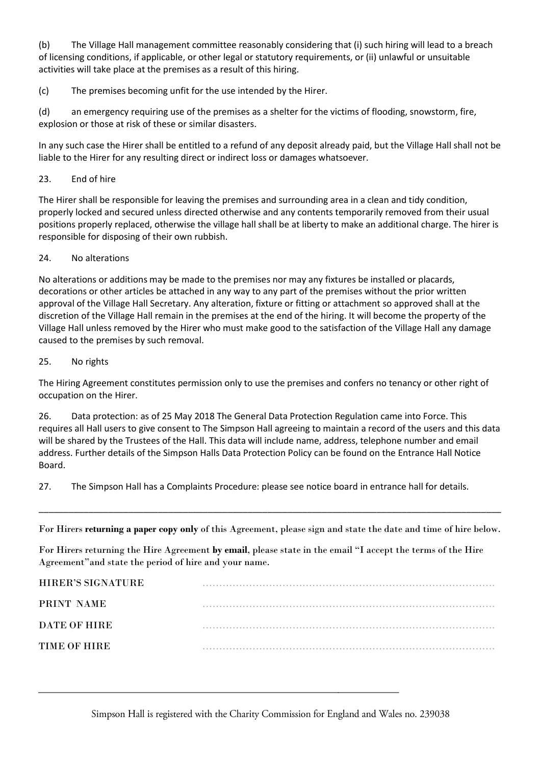(b) The Village Hall management committee reasonably considering that (i) such hiring will lead to a breach of licensing conditions, if applicable, or other legal or statutory requirements, or (ii) unlawful or unsuitable activities will take place at the premises as a result of this hiring.

(c) The premises becoming unfit for the use intended by the Hirer.

(d) an emergency requiring use of the premises as a shelter for the victims of flooding, snowstorm, fire, explosion or those at risk of these or similar disasters.

In any such case the Hirer shall be entitled to a refund of any deposit already paid, but the Village Hall shall not be liable to the Hirer for any resulting direct or indirect loss or damages whatsoever.

23. End of hire

The Hirer shall be responsible for leaving the premises and surrounding area in a clean and tidy condition, properly locked and secured unless directed otherwise and any contents temporarily removed from their usual positions properly replaced, otherwise the village hall shall be at liberty to make an additional charge. The hirer is responsible for disposing of their own rubbish.

24. No alterations

No alterations or additions may be made to the premises nor may any fixtures be installed or placards, decorations or other articles be attached in any way to any part of the premises without the prior written approval of the Village Hall Secretary. Any alteration, fixture or fitting or attachment so approved shall at the discretion of the Village Hall remain in the premises at the end of the hiring. It will become the property of the Village Hall unless removed by the Hirer who must make good to the satisfaction of the Village Hall any damage caused to the premises by such removal.

25. No rights

The Hiring Agreement constitutes permission only to use the premises and confers no tenancy or other right of occupation on the Hirer.

26. Data protection: as of 25 May 2018 The General Data Protection Regulation came into Force. This requires all Hall users to give consent to The Simpson Hall agreeing to maintain a record of the users and this data will be shared by the Trustees of the Hall. This data will include name, address, telephone number and email address. Further details of the Simpson Halls Data Protection Policy can be found on the Entrance Hall Notice Board.

27. The Simpson Hall has a Complaints Procedure: please see notice board in entrance hall for details.

---

For Hirers **returning a paper copy only** of this Agreement, please sign and state the date and time of hire below.

For Hirers returning the Hire Agreement **by email**, please state in the email "I accept the terms of the Hire Agreement"and state the period of hire and your name.

HIRER'S SIGNATURE ..............................................................................

PRINT NAME ..............................................................................

DATE OF HIRE ..............................................................................

TIME OF HIRE ..............................................................................

Simpson Hall is registered with the Charity Commission for England and Wales no. 239038